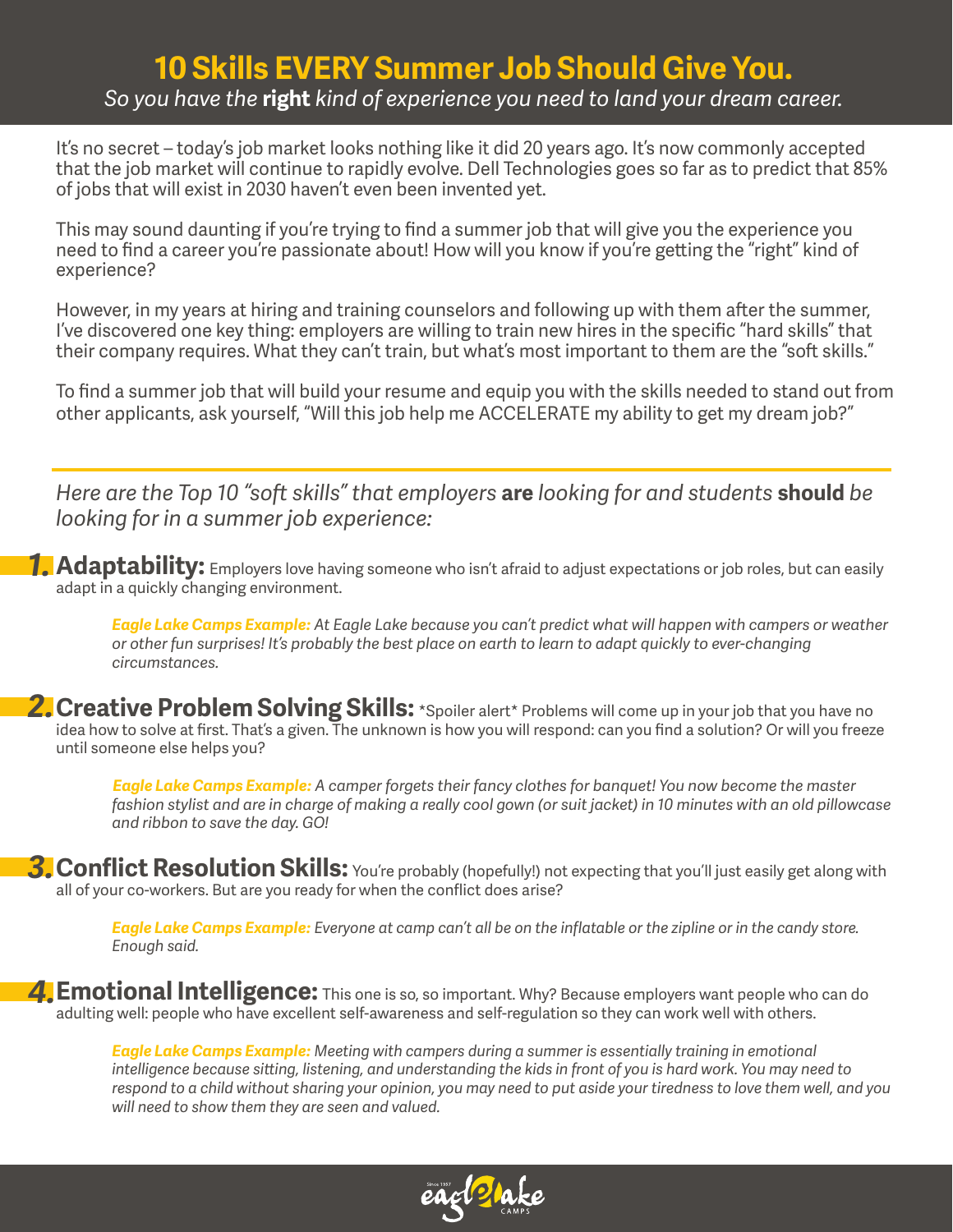# 10 Skills EVERY Summer Job Should Give You.

*So you have the* ***right*** *kind of experience you need to land your dream career.*

It's no secret – today's job market looks nothing like it did 20 years ago. It's now commonly accepted that the job market will continue to rapidly evolve. Dell Technologies goes so far as to predict that 85% of jobs that will exist in 2030 haven't even been invented yet.

This may sound daunting if you're trying to find a summer job that will give you the experience you need to find a career you're passionate about! How will you know if you're getting the "right" kind of experience?

However, in my years at hiring and training counselors and following up with them after the summer, I've discovered one key thing: employers are willing to train new hires in the specific "hard skills" that their company requires. What they can't train, but what's most important to them are the "soft skills."

To find a summer job that will build your resume and equip you with the skills needed to stand out from other applicants, ask yourself, "Will this job help me ACCELERATE my ability to get my dream job?"

---

*Here are the Top 10 "soft skills" that employers* ***are*** *looking for and students* ***should*** *be looking for in a summer job experience:*

**1. Adaptability:** Employers love having someone who isn't afraid to adjust expectations or job roles, but can easily adapt in a quickly changing environment.

> ***Eagle Lake Camps Example:*** *At Eagle Lake because you can't predict what will happen with campers or weather or other fun surprises! It's probably the best place on earth to learn to adapt quickly to ever-changing circumstances.*

**2. Creative Problem Solving Skills:** *Spoiler alert* Problems will come up in your job that you have no idea how to solve at first. That's a given. The unknown is how you will respond: can you find a solution? Or will you freeze until someone else helps you?

> ***Eagle Lake Camps Example:*** *A camper forgets their fancy clothes for banquet! You now become the master fashion stylist and are in charge of making a really cool gown (or suit jacket) in 10 minutes with an old pillowcase and ribbon to save the day. GO!*

**3. Conflict Resolution Skills:** You're probably (hopefully!) not expecting that you'll just easily get along with all of your co-workers. But are you ready for when the conflict does arise?

> ***Eagle Lake Camps Example:*** *Everyone at camp can't all be on the inflatable or the zipline or in the candy store. Enough said.*

**4. Emotional Intelligence:** This one is so, so important. Why? Because employers want people who can do adulting well: people who have excellent self-awareness and self-regulation so they can work well with others.

> ***Eagle Lake Camps Example:*** *Meeting with campers during a summer is essentially training in emotional intelligence because sitting, listening, and understanding the kids in front of you is hard work. You may need to respond to a child without sharing your opinion, you may need to put aside your tiredness to love them well, and you will need to show them they are seen and valued.*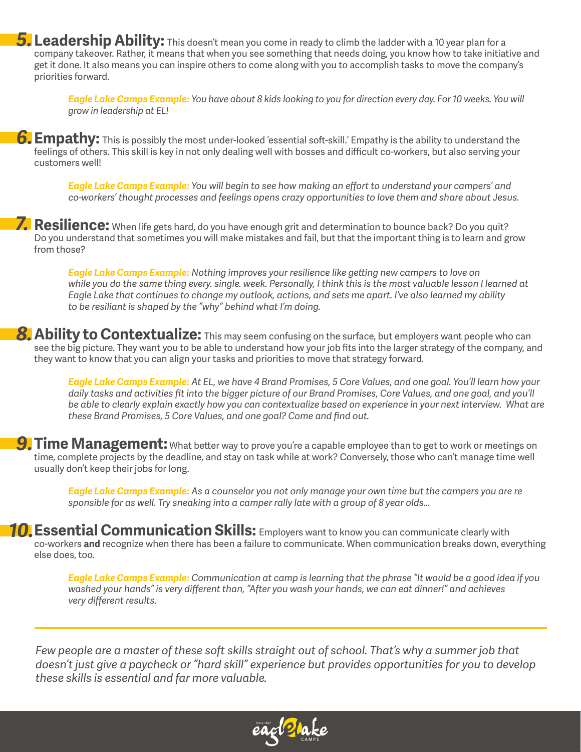**5. Leadership Ability:** This doesn't mean you come in ready to climb the ladder with a 10 year plan for a company takeover. Rather, it means that when you see something that needs doing, you know how to take initiative and get it done. It also means you can inspire others to come along with you to accomplish tasks to move the company's priorities forward.

> ***Eagle Lake Camps Example:*** *You have about 8 kids looking to you for direction every day. For 10 weeks. You will grow in leadership at EL!*

**6. Empathy:** This is possibly the most under-looked 'essential soft-skill.' Empathy is the ability to understand the feelings of others. This skill is key in not only dealing well with bosses and difficult co-workers, but also serving your customers well!

> ***Eagle Lake Camps Example:*** *You will begin to see how making an effort to understand your campers' and co-workers' thought processes and feelings opens crazy opportunities to love them and share about Jesus.*

**7. Resilience:** When life gets hard, do you have enough grit and determination to bounce back? Do you quit? Do you understand that sometimes you will make mistakes and fail, but that the important thing is to learn and grow from those?

> ***Eagle Lake Camps Example:*** *Nothing improves your resilience like getting new campers to love on while you do the same thing every. single. week. Personally, I think this is the most valuable lesson I learned at Eagle Lake that continues to change my outlook, actions, and sets me apart. I've also learned my ability to be resiliant is shaped by the "why" behind what I'm doing.*

**8. Ability to Contextualize:** This may seem confusing on the surface, but employers want people who can see the big picture. They want you to be able to understand how your job fits into the larger strategy of the company, and they want to know that you can align your tasks and priorities to move that strategy forward.

> ***Eagle Lake Camps Example:*** *At EL, we have 4 Brand Promises, 5 Core Values, and one goal. You'll learn how your daily tasks and activities fit into the bigger picture of our Brand Promises, Core Values, and one goal, and you'll be able to clearly explain exactly how you can contextualize based on experience in your next interview. What are these Brand Promises, 5 Core Values, and one goal? Come and find out.*

**9. Time Management:** What better way to prove you're a capable employee than to get to work or meetings on time, complete projects by the deadline, and stay on task while at work? Conversely, those who can't manage time well usually don't keep their jobs for long.

> ***Eagle Lake Camps Example:*** *As a counselor you not only manage your own time but the campers you are re sponsible for as well. Try sneaking into a camper rally late with a group of 8 year olds...*

**10. Essential Communication Skills:** Employers want to know you can communicate clearly with co-workers **and** recognize when there has been a failure to communicate. When communication breaks down, everything else does, too.

> ***Eagle Lake Camps Example:*** *Communication at camp is learning that the phrase "It would be a good idea if you washed your hands" is very different than, "After you wash your hands, we can eat dinner!" and achieves very different results.*

---

*Few people are a master of these soft skills straight out of school. That's why a summer job that doesn't just give a paycheck or "hard skill" experience but provides opportunities for you to develop these skills is essential and far more valuable.*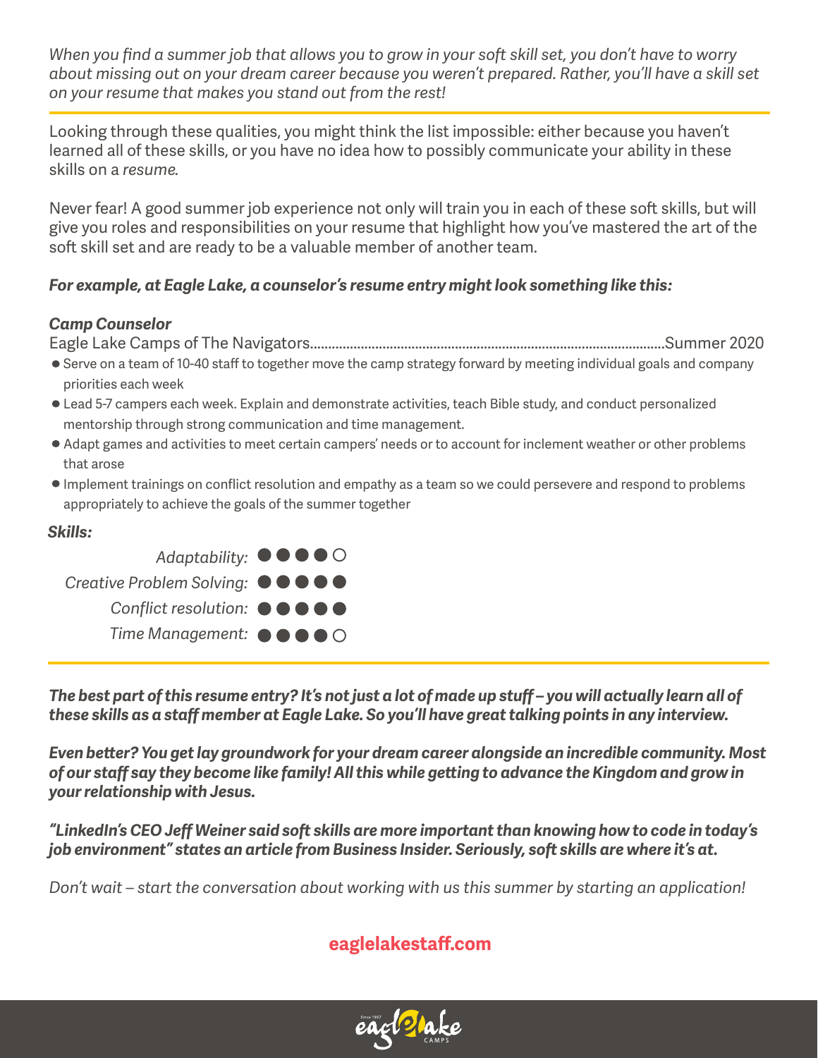*When you find a summer job that allows you to grow in your soft skill set, you don't have to worry about missing out on your dream career because you weren't prepared. Rather, you'll have a skill set on your resume that makes you stand out from the rest!*

---

Looking through these qualities, you might think the list impossible: either because you haven't learned all of these skills, or you have no idea how to possibly communicate your ability in these skills on a *resume.*

Never fear! A good summer job experience not only will train you in each of these soft skills, but will give you roles and responsibilities on your resume that highlight how you've mastered the art of the soft skill set and are ready to be a valuable member of another team.

***For example, at Eagle Lake, a counselor's resume entry might look something like this:***

***Camp Counselor***

Eagle Lake Camps of The Navigators................................................................Summer 2020

- Serve on a team of 10-40 staff to together move the camp strategy forward by meeting individual goals and company priorities each week
- Lead 5-7 campers each week. Explain and demonstrate activities, teach Bible study, and conduct personalized mentorship through strong communication and time management.
- Adapt games and activities to meet certain campers' needs or to account for inclement weather or other problems that arose
- Implement trainings on conflict resolution and empathy as a team so we could persevere and respond to problems appropriately to achieve the goals of the summer together

***Skills:***

*Adaptability:* ●●●●○
*Creative Problem Solving:* ●●●●●
*Conflict resolution:* ●●●●●
*Time Management:* ●●●●○

---

***The best part of this resume entry? It's not just a lot of made up stuff – you will actually learn all of these skills as a staff member at Eagle Lake. So you'll have great talking points in any interview.***

***Even better? You get lay groundwork for your dream career alongside an incredible community. Most of our staff say they become like family! All this while getting to advance the Kingdom and grow in your relationship with Jesus.***

***"LinkedIn's CEO Jeff Weiner said soft skills are more important than knowing how to code in today's job environment" states an article from Business Insider. Seriously, soft skills are where it's at.***

*Don't wait – start the conversation about working with us this summer by starting an application!*

**eaglelakestaff.com**